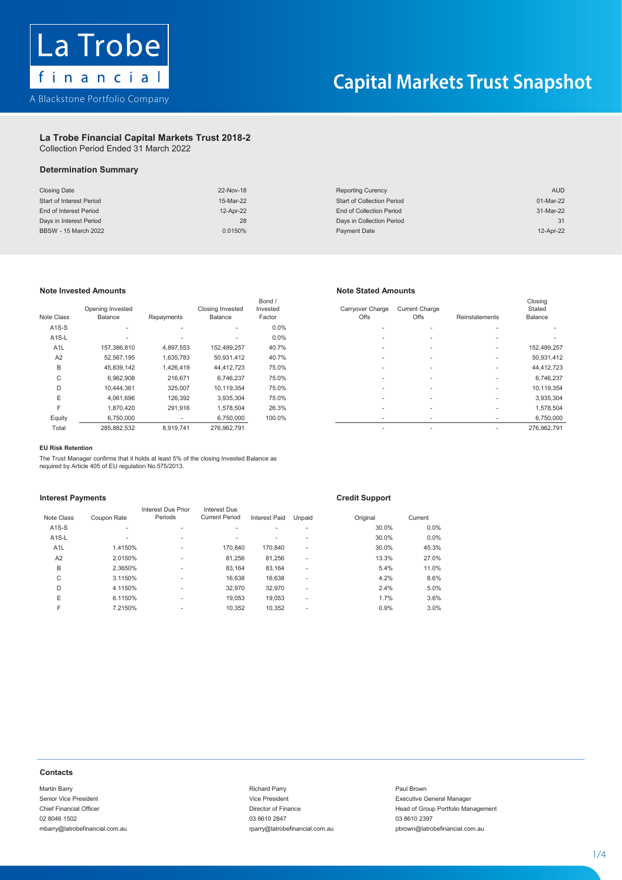La Trobe financial

A Blackstone Portfolio Company

# Capital Markets Trust Snapshot

## La Trobe Financial Capital Markets Trust 2018-2

Collection Period Ended 31 March 2022

### Determination Summary

| | | | |
|---|---|---|---|
| Closing Date | 22-Nov-18 | Reporting Curency | AUD |
| Start of Interest Period | 15-Mar-22 | Start of Collection Period | 01-Mar-22 |
| End of Interest Period | 12-Apr-22 | End of Collection Period | 31-Mar-22 |
| Days in Interest Period | 28 | Days in Collection Period | 31 |
| BBSW - 15 March 2022 | 0.0150% | Payment Date | 12-Apr-22 |

### Note Invested Amounts / Note Stated Amounts

| | Note Invested Amounts | | | | Note Stated Amounts | | | |
|---|---|---|---|---|---|---|---|---|
| Note Class | Opening Invested Balance | Repayments | Closing Invested Balance | Bond / Invested Factor | Carryover Charge Offs | Current Charge Offs | Reinstatements | Closing Stated Balance |
| A1S-S | - | - | - | 0.0% | - | - | - | - |
| A1S-L | - | - | - | 0.0% | - | - | - | - |
| A1L | 157,386,810 | 4,897,553 | 152,489,257 | 40.7% | - | - | - | 152,489,257 |
| A2 | 52,567,195 | 1,635,783 | 50,931,412 | 40.7% | - | - | - | 50,931,412 |
| B | 45,839,142 | 1,426,419 | 44,412,723 | 75.0% | - | - | - | 44,412,723 |
| C | 6,962,908 | 216,671 | 6,746,237 | 75.0% | - | - | - | 6,746,237 |
| D | 10,444,361 | 325,007 | 10,119,354 | 75.0% | - | - | - | 10,119,354 |
| E | 4,061,696 | 126,392 | 3,935,304 | 75.0% | - | - | - | 3,935,304 |
| F | 1,870,420 | 291,916 | 1,578,504 | 26.3% | - | - | - | 1,578,504 |
| Equity | 6,750,000 | - | 6,750,000 | 100.0% | - | - | - | 6,750,000 |
| Total | 285,882,532 | 8,919,741 | 276,962,791 | | - | - | - | 276,962,791 |

#### EU Risk Retention

The Trust Manager confirms that it holds at least 5% of the closing Invested Balance as required by Article 405 of EU regulation No.575/2013.

### Interest Payments / Credit Support

| | Interest Payments | | | | | Credit Support | |
|---|---|---|---|---|---|---|---|
| Note Class | Coupon Rate | Interest Due Prior Periods | Interest Due Current Period | Interest Paid | Unpaid | Original | Current |
| A1S-S | - | - | - | - | - | 30.0% | 0.0% |
| A1S-L | - | - | - | - | - | 30.0% | 0.0% |
| A1L | 1.4150% | - | 170,840 | 170,840 | - | 30.0% | 45.3% |
| A2 | 2.0150% | - | 81,256 | 81,256 | - | 13.3% | 27.0% |
| B | 2.3650% | - | 83,164 | 83,164 | - | 5.4% | 11.0% |
| C | 3.1150% | - | 16,638 | 16,638 | - | 4.2% | 8.6% |
| D | 4.1150% | - | 32,970 | 32,970 | - | 2.4% | 5.0% |
| E | 6.1150% | - | 19,053 | 19,053 | - | 1.7% | 3.6% |
| F | 7.2150% | - | 10,352 | 10,352 | - | 0.9% | 3.0% |

### Contacts

Martin Barry
Senior Vice President
Chief Financial Officer
02 8046 1502
mbarry@latrobefinancial.com.au

Richard Parry
Vice President
Director of Finance
03 8610 2847
rparry@latrobefinancial.com.au

Paul Brown
Executive General Manager
Head of Group Portfolio Management
03 8610 2397
pbrown@latrobefinancial.com.au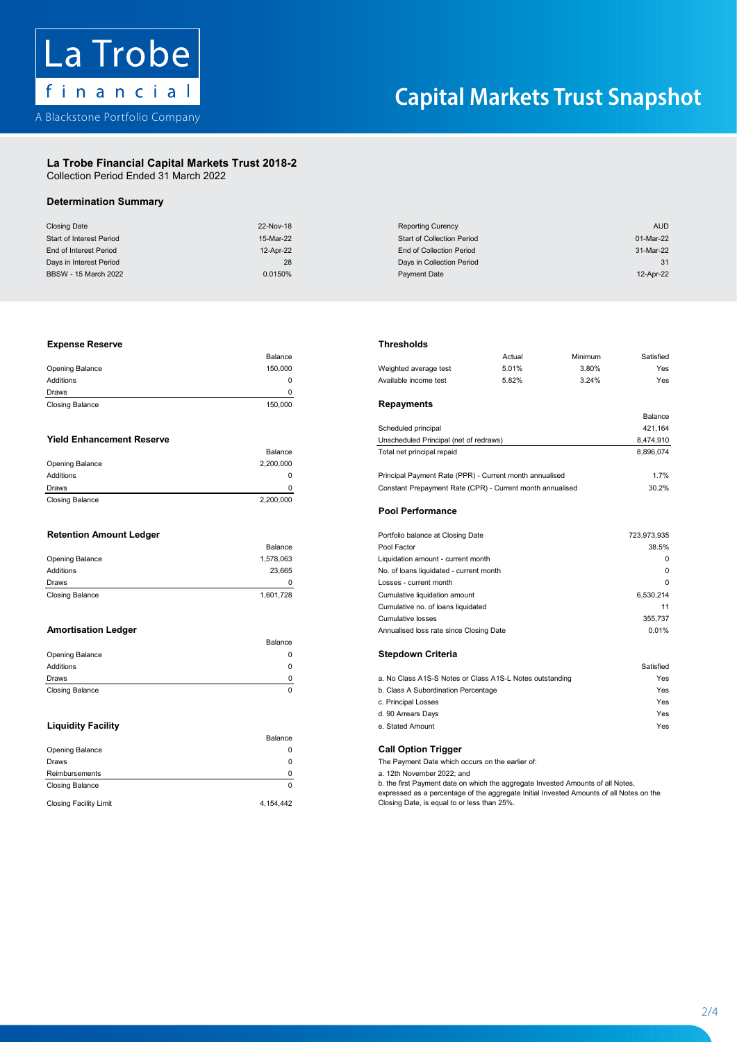# Capital Markets Trust Snapshot

La Trobe financial
A Blackstone Portfolio Company

## La Trobe Financial Capital Markets Trust 2018-2

Collection Period Ended 31 March 2022

### Determination Summary

| | |
|---|---|
| Closing Date | 22-Nov-18 |
| Start of Interest Period | 15-Mar-22 |
| End of Interest Period | 12-Apr-22 |
| Days in Interest Period | 28 |
| BBSW - 15 March 2022 | 0.0150% |

| | |
|---|---|
| Reporting Curency | AUD |
| Start of Collection Period | 01-Mar-22 |
| End of Collection Period | 31-Mar-22 |
| Days in Collection Period | 31 |
| Payment Date | 12-Apr-22 |

### Expense Reserve

| | Balance |
|---|---|
| Opening Balance | 150,000 |
| Additions | 0 |
| Draws | 0 |
| Closing Balance | 150,000 |

### Yield Enhancement Reserve

| | Balance |
|---|---|
| Opening Balance | 2,200,000 |
| Additions | 0 |
| Draws | 0 |
| Closing Balance | 2,200,000 |

### Retention Amount Ledger

| | Balance |
|---|---|
| Opening Balance | 1,578,063 |
| Additions | 23,665 |
| Draws | 0 |
| Closing Balance | 1,601,728 |

### Amortisation Ledger

| | Balance |
|---|---|
| Opening Balance | 0 |
| Additions | 0 |
| Draws | 0 |
| Closing Balance | 0 |

### Liquidity Facility

| | Balance |
|---|---|
| Opening Balance | 0 |
| Draws | 0 |
| Reimbursements | 0 |
| Closing Balance | 0 |
| Closing Facility Limit | 4,154,442 |

### Thresholds

| | Actual | Minimum | Satisfied |
|---|---|---|---|
| Weighted average test | 5.01% | 3.80% | Yes |
| Available income test | 5.82% | 3.24% | Yes |

### Repayments

| | Balance |
|---|---|
| Scheduled principal | 421,164 |
| Unscheduled Principal (net of redraws) | 8,474,910 |
| Total net principal repaid | 8,896,074 |
| Principal Payment Rate (PPR) - Current month annualised | 1.7% |
| Constant Prepayment Rate (CPR) - Current month annualised | 30.2% |

### Pool Performance

| | |
|---|---|
| Portfolio balance at Closing Date | 723,973,935 |
| Pool Factor | 38.5% |
| Liquidation amount - current month | 0 |
| No. of loans liquidated - current month | 0 |
| Losses - current month | 0 |
| Cumulative liquidation amount | 6,530,214 |
| Cumulative no. of loans liquidated | 11 |
| Cumulative losses | 355,737 |
| Annualised loss rate since Closing Date | 0.01% |

### Stepdown Criteria

| | Satisfied |
|---|---|
| a. No Class A1S-S Notes or Class A1S-L Notes outstanding | Yes |
| b. Class A Subordination Percentage | Yes |
| c. Principal Losses | Yes |
| d. 90 Arrears Days | Yes |
| e. Stated Amount | Yes |

### Call Option Trigger

The Payment Date which occurs on the earlier of:

a. 12th November 2022; and

b. the first Payment date on which the aggregate Invested Amounts of all Notes, expressed as a percentage of the aggregate Initial Invested Amounts of all Notes on the Closing Date, is equal to or less than 25%.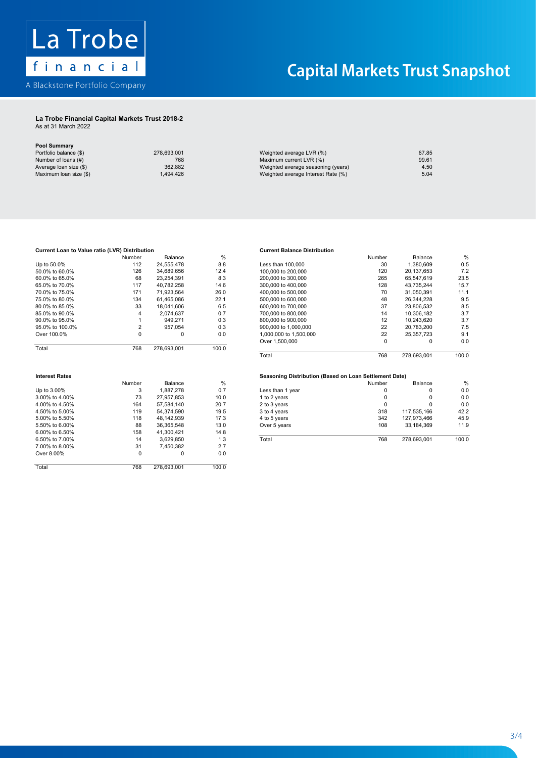La Trobe financial

A Blackstone Portfolio Company

# Capital Markets Trust Snapshot

**La Trobe Financial Capital Markets Trust 2018-2**
As at 31 March 2022

**Pool Summary**

| | | | |
|---|---|---|---|
| Portfolio balance ($) | 278,693,001 | Weighted average LVR (%) | 67.85 |
| Number of loans (#) | 768 | Maximum current LVR (%) | 99.61 |
| Average loan size ($) | 362,882 | Weighted average seasoning (years) | 4.50 |
| Maximum loan size ($) | 1,494,426 | Weighted average Interest Rate (%) | 5.04 |

**Current Loan to Value ratio (LVR) Distribution**

| | Number | Balance | % |
|---|---|---|---|
| Up to 50.0% | 112 | 24,555,478 | 8.8 |
| 50.0% to 60.0% | 126 | 34,689,656 | 12.4 |
| 60.0% to 65.0% | 68 | 23,254,391 | 8.3 |
| 65.0% to 70.0% | 117 | 40,782,258 | 14.6 |
| 70.0% to 75.0% | 171 | 71,923,564 | 26.0 |
| 75.0% to 80.0% | 134 | 61,465,086 | 22.1 |
| 80.0% to 85.0% | 33 | 18,041,606 | 6.5 |
| 85.0% to 90.0% | 4 | 2,074,637 | 0.7 |
| 90.0% to 95.0% | 1 | 949,271 | 0.3 |
| 95.0% to 100.0% | 2 | 957,054 | 0.3 |
| Over 100.0% | 0 | 0 | 0.0 |
| Total | 768 | 278,693,001 | 100.0 |

**Current Balance Distribution**

| | Number | Balance | % |
|---|---|---|---|
| Less than 100,000 | 30 | 1,380,609 | 0.5 |
| 100,000 to 200,000 | 120 | 20,137,653 | 7.2 |
| 200,000 to 300,000 | 265 | 65,547,619 | 23.5 |
| 300,000 to 400,000 | 128 | 43,735,244 | 15.7 |
| 400,000 to 500,000 | 70 | 31,050,391 | 11.1 |
| 500,000 to 600,000 | 48 | 26,344,228 | 9.5 |
| 600,000 to 700,000 | 37 | 23,806,532 | 8.5 |
| 700,000 to 800,000 | 14 | 10,306,182 | 3.7 |
| 800,000 to 900,000 | 12 | 10,243,620 | 3.7 |
| 900,000 to 1,000,000 | 22 | 20,783,200 | 7.5 |
| 1,000,000 to 1,500,000 | 22 | 25,357,723 | 9.1 |
| Over 1,500,000 | 0 | 0 | 0.0 |
| Total | 768 | 278,693,001 | 100.0 |

**Interest Rates**

| | Number | Balance | % |
|---|---|---|---|
| Up to 3.00% | 3 | 1,887,278 | 0.7 |
| 3.00% to 4.00% | 73 | 27,957,853 | 10.0 |
| 4.00% to 4.50% | 164 | 57,584,140 | 20.7 |
| 4.50% to 5.00% | 119 | 54,374,590 | 19.5 |
| 5.00% to 5.50% | 118 | 48,142,939 | 17.3 |
| 5.50% to 6.00% | 88 | 36,365,548 | 13.0 |
| 6.00% to 6.50% | 158 | 41,300,421 | 14.8 |
| 6.50% to 7.00% | 14 | 3,629,850 | 1.3 |
| 7.00% to 8.00% | 31 | 7,450,382 | 2.7 |
| Over 8.00% | 0 | 0 | 0.0 |
| Total | 768 | 278,693,001 | 100.0 |

**Seasoning Distribution (Based on Loan Settlement Date)**

| | Number | Balance | % |
|---|---|---|---|
| Less than 1 year | 0 | 0 | 0.0 |
| 1 to 2 years | 0 | 0 | 0.0 |
| 2 to 3 years | 0 | 0 | 0.0 |
| 3 to 4 years | 318 | 117,535,166 | 42.2 |
| 4 to 5 years | 342 | 127,973,466 | 45.9 |
| Over 5 years | 108 | 33,184,369 | 11.9 |
| Total | 768 | 278,693,001 | 100.0 |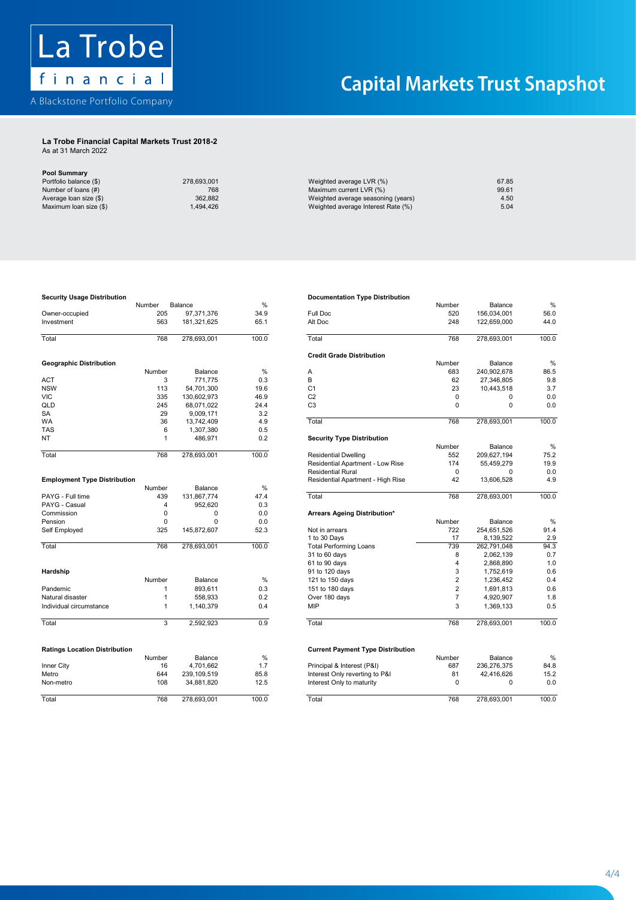La Trobe
financial
A Blackstone Portfolio Company

# Capital Markets Trust Snapshot

**La Trobe Financial Capital Markets Trust 2018-2**
As at 31 March 2022

**Pool Summary**

| | | | |
|---|---|---|---|
| Portfolio balance ($) | 278,693,001 | Weighted average LVR (%) | 67.85 |
| Number of loans (#) | 768 | Maximum current LVR (%) | 99.61 |
| Average loan size ($) | 362,882 | Weighted average seasoning (years) | 4.50 |
| Maximum loan size ($) | 1,494,426 | Weighted average Interest Rate (%) | 5.04 |

**Security Usage Distribution**

| | Number | Balance | % |
|---|---|---|---|
| Owner-occupied | 205 | 97,371,376 | 34.9 |
| Investment | 563 | 181,321,625 | 65.1 |
| Total | 768 | 278,693,001 | 100.0 |

**Geographic Distribution**

| | Number | Balance | % |
|---|---|---|---|
| ACT | 3 | 771,775 | 0.3 |
| NSW | 113 | 54,701,300 | 19.6 |
| VIC | 335 | 130,602,973 | 46.9 |
| QLD | 245 | 68,071,022 | 24.4 |
| SA | 29 | 9,009,171 | 3.2 |
| WA | 36 | 13,742,409 | 4.9 |
| TAS | 6 | 1,307,380 | 0.5 |
| NT | 1 | 486,971 | 0.2 |
| Total | 768 | 278,693,001 | 100.0 |

**Employment Type Distribution**

| | Number | Balance | % |
|---|---|---|---|
| PAYG - Full time | 439 | 131,867,774 | 47.4 |
| PAYG - Casual | 4 | 952,620 | 0.3 |
| Commission | 0 | 0 | 0.0 |
| Pension | 0 | 0 | 0.0 |
| Self Employed | 325 | 145,872,607 | 52.3 |
| Total | 768 | 278,693,001 | 100.0 |

**Hardship**

| | Number | Balance | % |
|---|---|---|---|
| Pandemic | 1 | 893,611 | 0.3 |
| Natural disaster | 1 | 558,933 | 0.2 |
| Individual circumstance | 1 | 1,140,379 | 0.4 |
| Total | 3 | 2,592,923 | 0.9 |

**Ratings Location Distribution**

| | Number | Balance | % |
|---|---|---|---|
| Inner City | 16 | 4,701,662 | 1.7 |
| Metro | 644 | 239,109,519 | 85.8 |
| Non-metro | 108 | 34,881,820 | 12.5 |
| Total | 768 | 278,693,001 | 100.0 |

**Documentation Type Distribution**

| | Number | Balance | % |
|---|---|---|---|
| Full Doc | 520 | 156,034,001 | 56.0 |
| Alt Doc | 248 | 122,659,000 | 44.0 |
| Total | 768 | 278,693,001 | 100.0 |

**Credit Grade Distribution**

| | Number | Balance | % |
|---|---|---|---|
| A | 683 | 240,902,678 | 86.5 |
| B | 62 | 27,346,805 | 9.8 |
| C1 | 23 | 10,443,518 | 3.7 |
| C2 | 0 | 0 | 0.0 |
| C3 | 0 | 0 | 0.0 |
| Total | 768 | 278,693,001 | 100.0 |

**Security Type Distribution**

| | Number | Balance | % |
|---|---|---|---|
| Residential Dwelling | 552 | 209,627,194 | 75.2 |
| Residential Apartment - Low Rise | 174 | 55,459,279 | 19.9 |
| Residential Rural | 0 | 0 | 0.0 |
| Residential Apartment - High Rise | 42 | 13,606,528 | 4.9 |
| Total | 768 | 278,693,001 | 100.0 |

**Arrears Ageing Distribution***

| | Number | Balance | % |
|---|---|---|---|
| Not in arrears | 722 | 254,651,526 | 91.4 |
| 1 to 30 Days | 17 | 8,139,522 | 2.9 |
| Total Performing Loans | 739 | 262,791,048 | 94.3 |
| 31 to 60 days | 8 | 2,062,139 | 0.7 |
| 61 to 90 days | 4 | 2,868,890 | 1.0 |
| 91 to 120 days | 3 | 1,752,619 | 0.6 |
| 121 to 150 days | 2 | 1,236,452 | 0.4 |
| 151 to 180 days | 2 | 1,691,813 | 0.6 |
| Over 180 days | 7 | 4,920,907 | 1.8 |
| MIP | 3 | 1,369,133 | 0.5 |
| Total | 768 | 278,693,001 | 100.0 |

**Current Payment Type Distribution**

| | Number | Balance | % |
|---|---|---|---|
| Principal & Interest (P&I) | 687 | 236,276,375 | 84.8 |
| Interest Only reverting to P&I | 81 | 42,416,626 | 15.2 |
| Interest Only to maturity | 0 | 0 | 0.0 |
| Total | 768 | 278,693,001 | 100.0 |